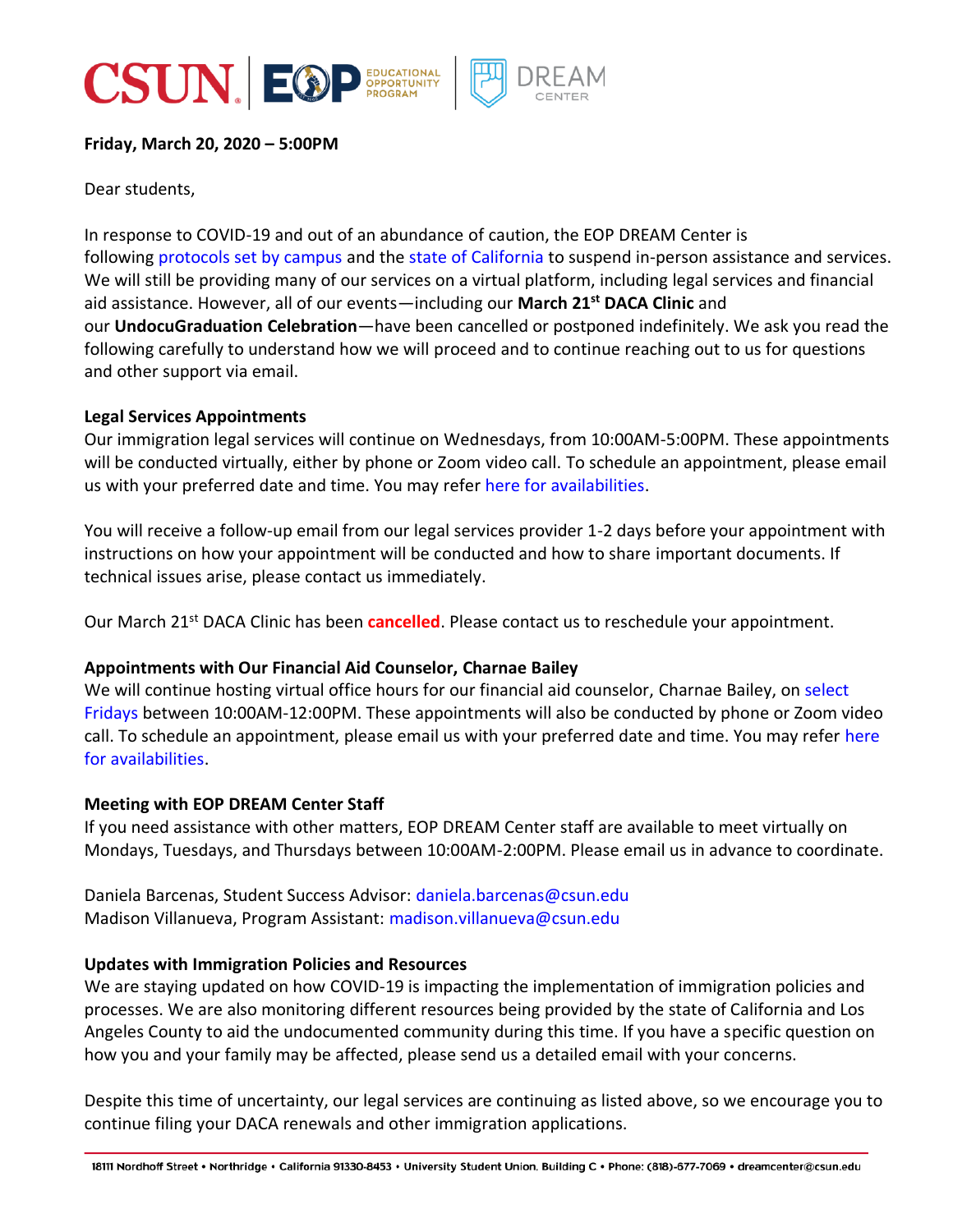**Friday, March 20, 2020 – 5:00PM**

Dear students,

In response to COVID-19 and out of an abundance of caution, the EOP DREAM Center is following protocols set by campus and the state of California to suspend in-person assistance and services. We will still be providing many of our services on a virtual platform, including legal services and financial aid assistance. However, all of our events—including our **March 21st DACA Clinic** and our **UndocuGraduation Celebration**—have been cancelled or postponed indefinitely. We ask you read the following carefully to understand how we will proceed and to continue reaching out to us for questions and other support via email.

**Legal Services Appointments**

Our immigration legal services will continue on Wednesdays, from 10:00AM-5:00PM. These appointments will be conducted virtually, either by phone or Zoom video call. To schedule an appointment, please email us with your preferred date and time. You may refer here for availabilities.

You will receive a follow-up email from our legal services provider 1-2 days before your appointment with instructions on how your appointment will be conducted and how to share important documents. If technical issues arise, please contact us immediately.

Our March 21st DACA Clinic has been **cancelled**. Please contact us to reschedule your appointment.

**Appointments with Our Financial Aid Counselor, Charnae Bailey**

We will continue hosting virtual office hours for our financial aid counselor, Charnae Bailey, on select Fridays between 10:00AM-12:00PM. These appointments will also be conducted by phone or Zoom video call. To schedule an appointment, please email us with your preferred date and time. You may refer here for availabilities.

**Meeting with EOP DREAM Center Staff**

If you need assistance with other matters, EOP DREAM Center staff are available to meet virtually on Mondays, Tuesdays, and Thursdays between 10:00AM-2:00PM. Please email us in advance to coordinate.

Daniela Barcenas, Student Success Advisor: daniela.barcenas@csun.edu
Madison Villanueva, Program Assistant: madison.villanueva@csun.edu

**Updates with Immigration Policies and Resources**

We are staying updated on how COVID-19 is impacting the implementation of immigration policies and processes. We are also monitoring different resources being provided by the state of California and Los Angeles County to aid the undocumented community during this time. If you have a specific question on how you and your family may be affected, please send us a detailed email with your concerns.

Despite this time of uncertainty, our legal services are continuing as listed above, so we encourage you to continue filing your DACA renewals and other immigration applications.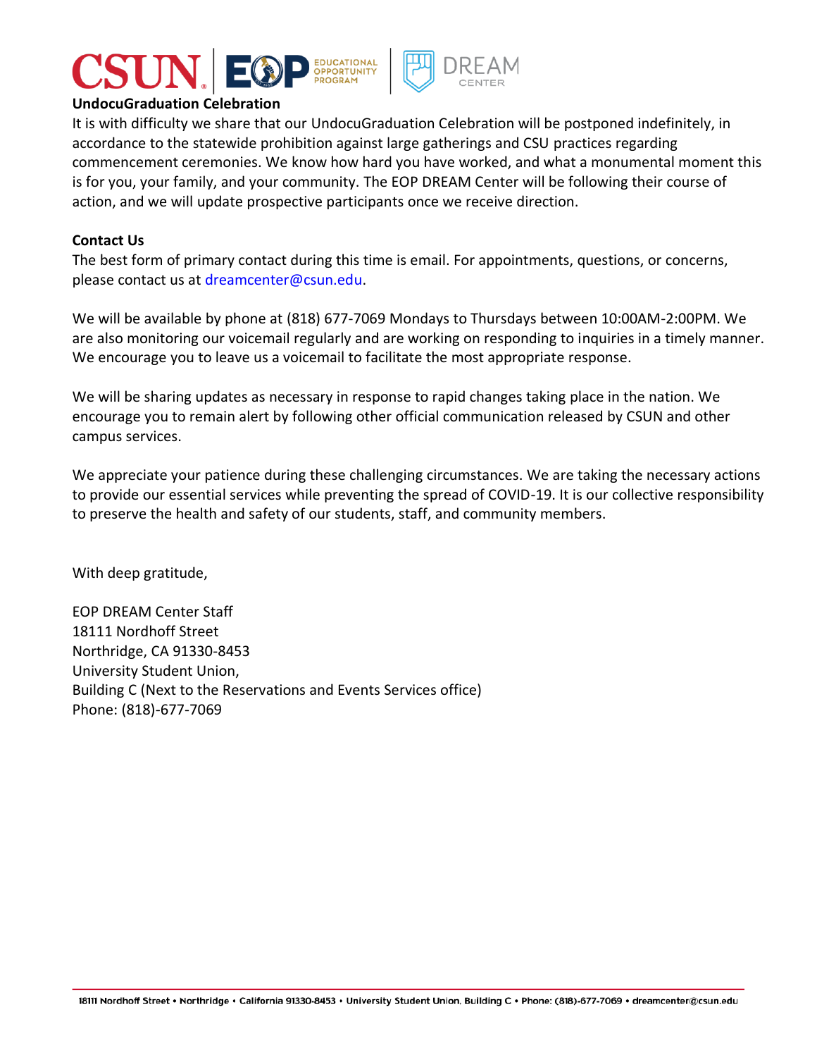**UndocuGraduation Celebration**

It is with difficulty we share that our UndocuGraduation Celebration will be postponed indefinitely, in accordance to the statewide prohibition against large gatherings and CSU practices regarding commencement ceremonies. We know how hard you have worked, and what a monumental moment this is for you, your family, and your community. The EOP DREAM Center will be following their course of action, and we will update prospective participants once we receive direction.

**Contact Us**

The best form of primary contact during this time is email. For appointments, questions, or concerns, please contact us at dreamcenter@csun.edu.

We will be available by phone at (818) 677-7069 Mondays to Thursdays between 10:00AM-2:00PM. We are also monitoring our voicemail regularly and are working on responding to inquiries in a timely manner. We encourage you to leave us a voicemail to facilitate the most appropriate response.

We will be sharing updates as necessary in response to rapid changes taking place in the nation. We encourage you to remain alert by following other official communication released by CSUN and other campus services.

We appreciate your patience during these challenging circumstances. We are taking the necessary actions to provide our essential services while preventing the spread of COVID-19. It is our collective responsibility to preserve the health and safety of our students, staff, and community members.

With deep gratitude,

EOP DREAM Center Staff
18111 Nordhoff Street
Northridge, CA 91330-8453
University Student Union,
Building C (Next to the Reservations and Events Services office)
Phone: (818)-677-7069